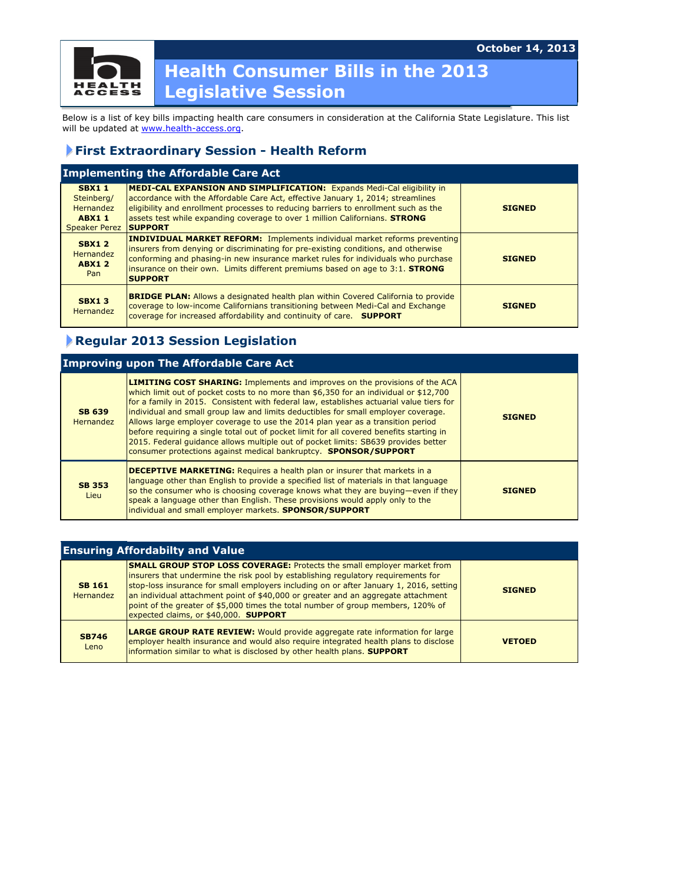October 14, 2013

# Health Consumer Bills in the 2013 Legislative Session

Below is a list of key bills impacting health care consumers in consideration at the California State Legislature. This list will be updated at www.health-access.org.

## First Extraordinary Session - Health Reform

### Implementing the Affordable Care Act

| Bill | Description | Status |
|---|---|---|
| **SBX1 1** Steinberg/ Hernandez **ABX1 1** Speaker Perez | **MEDI-CAL EXPANSION AND SIMPLIFICATION:** Expands Medi-Cal eligibility in accordance with the Affordable Care Act, effective January 1, 2014; streamlines eligibility and enrollment processes to reducing barriers to enrollment such as the assets test while expanding coverage to over 1 million Californians. **STRONG SUPPORT** | **SIGNED** |
| **SBX1 2** Hernandez **ABX1 2** Pan | **INDIVIDUAL MARKET REFORM:** Implements individual market reforms preventing insurers from denying or discriminating for pre-existing conditions, and otherwise conforming and phasing-in new insurance market rules for individuals who purchase insurance on their own. Limits different premiums based on age to 3:1. **STRONG SUPPORT** | **SIGNED** |
| **SBX1 3** Hernandez | **BRIDGE PLAN:** Allows a designated health plan within Covered California to provide coverage to low-income Californians transitioning between Medi-Cal and Exchange coverage for increased affordability and continuity of care. **SUPPORT** | **SIGNED** |

## Regular 2013 Session Legislation

### Improving upon The Affordable Care Act

| Bill | Description | Status |
|---|---|---|
| **SB 639** Hernandez | **LIMITING COST SHARING:** Implements and improves on the provisions of the ACA which limit out of pocket costs to no more than $6,350 for an individual or $12,700 for a family in 2015. Consistent with federal law, establishes actuarial value tiers for individual and small group law and limits deductibles for small employer coverage. Allows large employer coverage to use the 2014 plan year as a transition period before requiring a single total out of pocket limit for all covered benefits starting in 2015. Federal guidance allows multiple out of pocket limits: SB639 provides better consumer protections against medical bankruptcy. **SPONSOR/SUPPORT** | **SIGNED** |
| **SB 353** Lieu | **DECEPTIVE MARKETING:** Requires a health plan or insurer that markets in a language other than English to provide a specified list of materials in that language so the consumer who is choosing coverage knows what they are buying—even if they speak a language other than English. These provisions would apply only to the individual and small employer markets. **SPONSOR/SUPPORT** | **SIGNED** |

### Ensuring Affordabilty and Value

| Bill | Description | Status |
|---|---|---|
| **SB 161** Hernandez | **SMALL GROUP STOP LOSS COVERAGE:** Protects the small employer market from insurers that undermine the risk pool by establishing regulatory requirements for stop-loss insurance for small employers including on or after January 1, 2016, setting an individual attachment point of $40,000 or greater and an aggregate attachment point of the greater of $5,000 times the total number of group members, 120% of expected claims, or $40,000. **SUPPORT** | **SIGNED** |
| **SB746** Leno | **LARGE GROUP RATE REVIEW:** Would provide aggregate rate information for large employer health insurance and would also require integrated health plans to disclose information similar to what is disclosed by other health plans. **SUPPORT** | **VETOED** |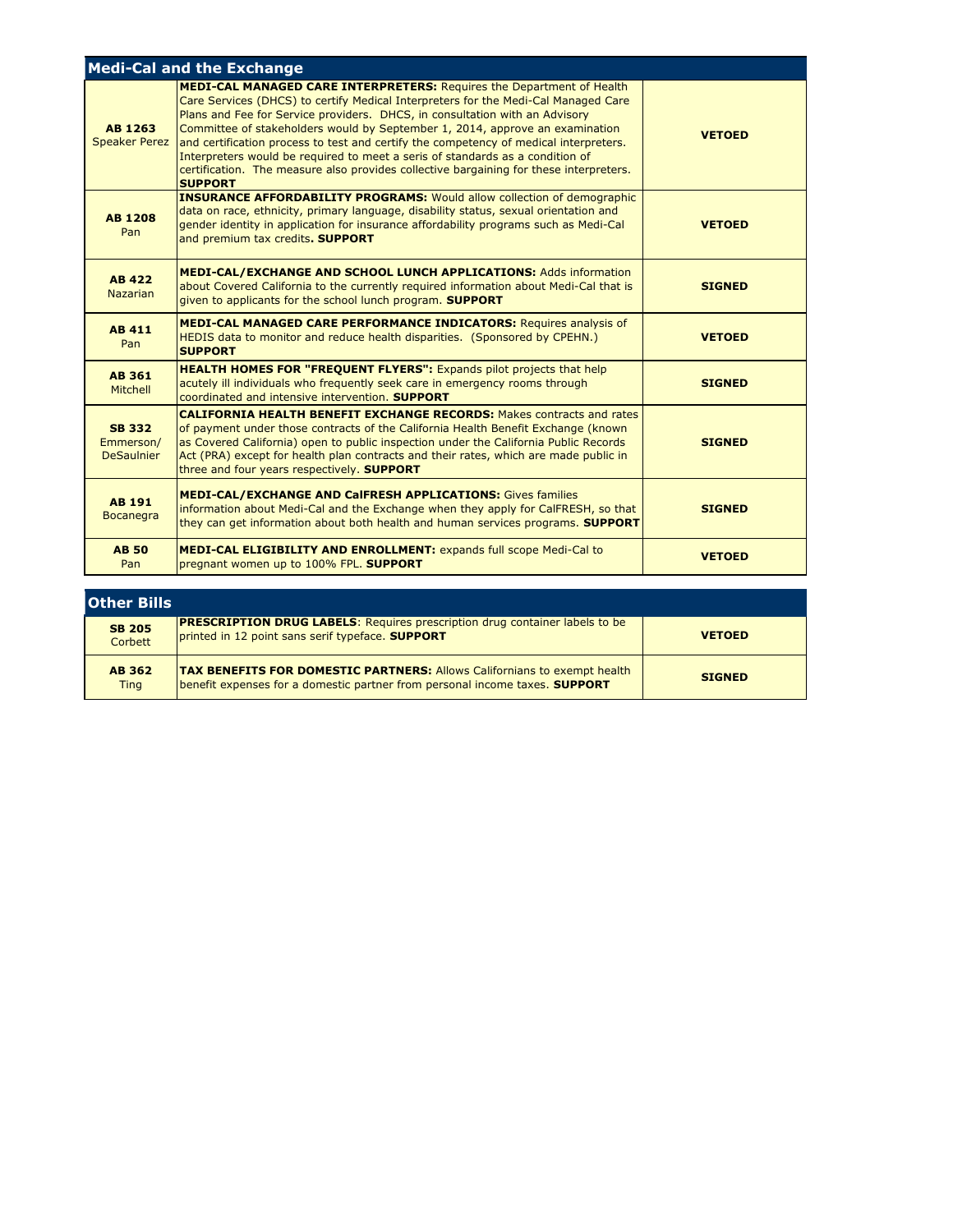## Medi-Cal and the Exchange

| | | |
|---|---|---|
| **AB 1263** Speaker Perez | **MEDI-CAL MANAGED CARE INTERPRETERS:** Requires the Department of Health Care Services (DHCS) to certify Medical Interpreters for the Medi-Cal Managed Care Plans and Fee for Service providers. DHCS, in consultation with an Advisory Committee of stakeholders would by September 1, 2014, approve an examination and certification process to test and certify the competency of medical interpreters. Interpreters would be required to meet a seris of standards as a condition of certification. The measure also provides collective bargaining for these interpreters. **SUPPORT** | **VETOED** |
| **AB 1208** Pan | **INSURANCE AFFORDABILITY PROGRAMS:** Would allow collection of demographic data on race, ethnicity, primary language, disability status, sexual orientation and gender identity in application for insurance affordability programs such as Medi-Cal and premium tax credits**. SUPPORT** | **VETOED** |
| **AB 422** Nazarian | **MEDI-CAL/EXCHANGE AND SCHOOL LUNCH APPLICATIONS:** Adds information about Covered California to the currently required information about Medi-Cal that is given to applicants for the school lunch program. **SUPPORT** | **SIGNED** |
| **AB 411** Pan | **MEDI-CAL MANAGED CARE PERFORMANCE INDICATORS:** Requires analysis of HEDIS data to monitor and reduce health disparities. (Sponsored by CPEHN.) **SUPPORT** | **VETOED** |
| **AB 361** Mitchell | **HEALTH HOMES FOR "FREQUENT FLYERS":** Expands pilot projects that help acutely ill individuals who frequently seek care in emergency rooms through coordinated and intensive intervention. **SUPPORT** | **SIGNED** |
| **SB 332** Emmerson/ DeSaulnier | **CALIFORNIA HEALTH BENEFIT EXCHANGE RECORDS:** Makes contracts and rates of payment under those contracts of the California Health Benefit Exchange (known as Covered California) open to public inspection under the California Public Records Act (PRA) except for health plan contracts and their rates, which are made public in three and four years respectively. **SUPPORT** | **SIGNED** |
| **AB 191** Bocanegra | **MEDI-CAL/EXCHANGE AND CalFRESH APPLICATIONS:** Gives families information about Medi-Cal and the Exchange when they apply for CalFRESH, so that they can get information about both health and human services programs. **SUPPORT** | **SIGNED** |
| **AB 50** Pan | **MEDI-CAL ELIGIBILITY AND ENROLLMENT:** expands full scope Medi-Cal to pregnant women up to 100% FPL. **SUPPORT** | **VETOED** |

## Other Bills

| | | |
|---|---|---|
| **SB 205** Corbett | **PRESCRIPTION DRUG LABELS**: Requires prescription drug container labels to be printed in 12 point sans serif typeface. **SUPPORT** | **VETOED** |
| **AB 362** Ting | **TAX BENEFITS FOR DOMESTIC PARTNERS:** Allows Californians to exempt health benefit expenses for a domestic partner from personal income taxes. **SUPPORT** | **SIGNED** |